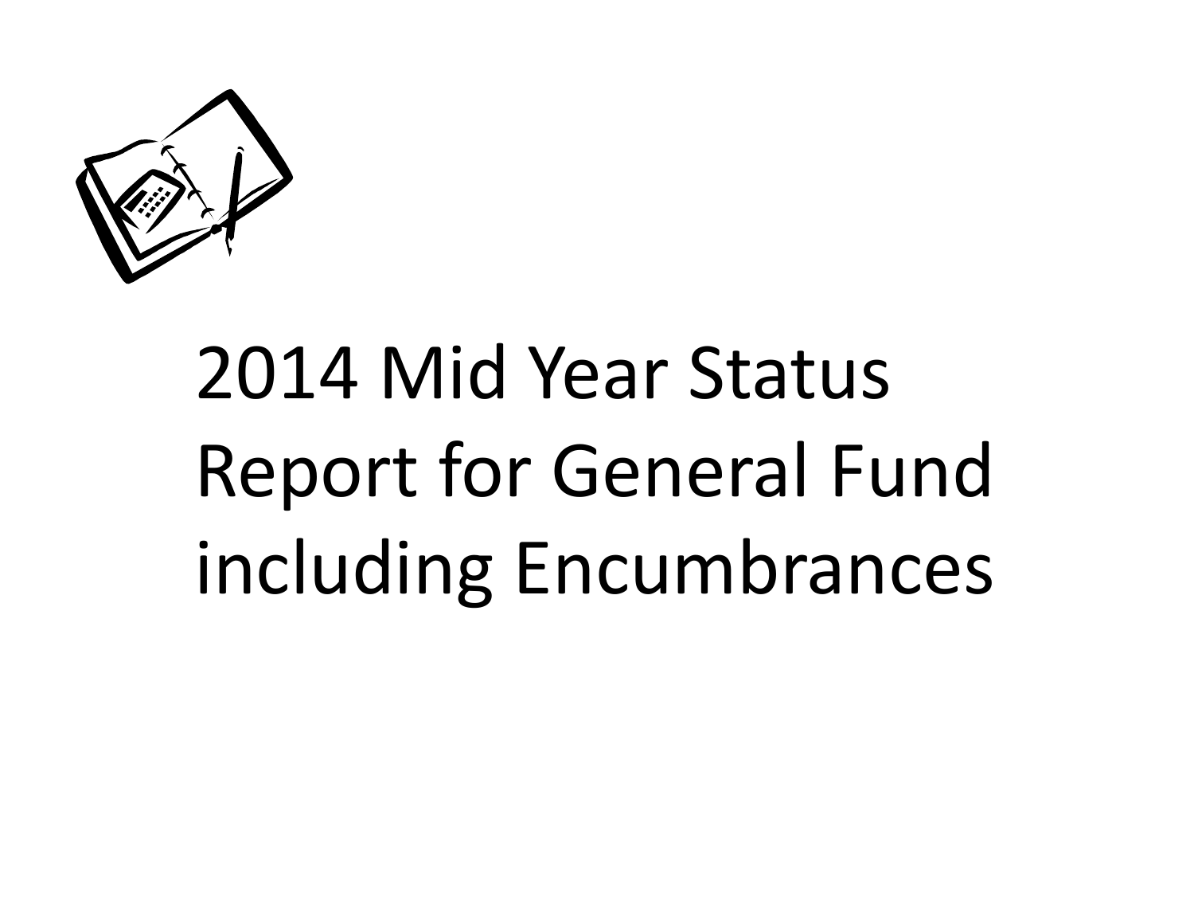# 2014 Mid Year Status Report for General Fund including Encumbrances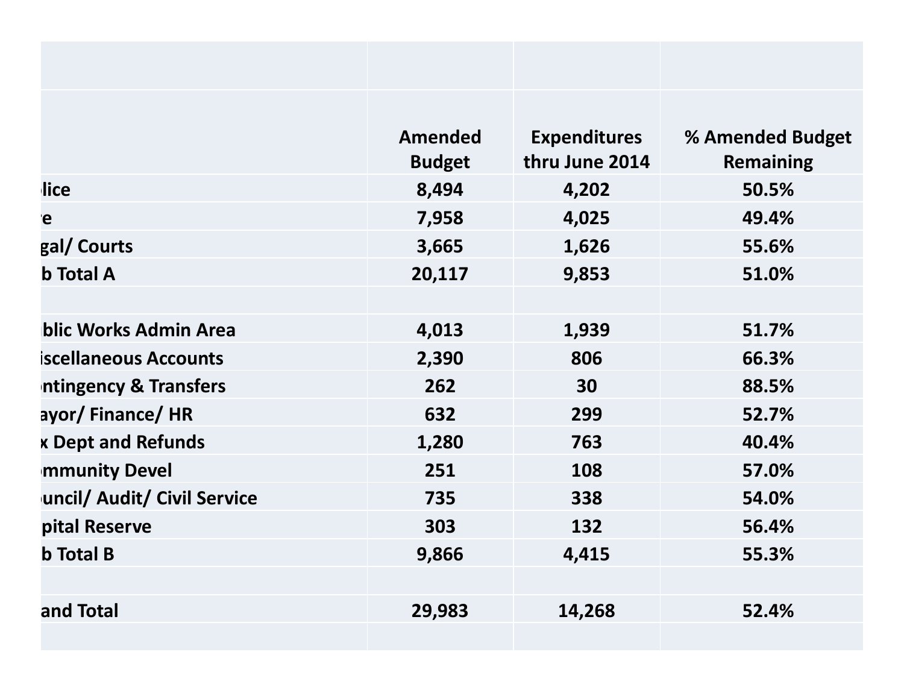| | Amended Budget | Expenditures thru June 2014 | % Amended Budget Remaining |
|---|---|---|---|
| olice | 8,494 | 4,202 | 50.5% |
| e | 7,958 | 4,025 | 49.4% |
| gal/ Courts | 3,665 | 1,626 | 55.6% |
| b Total A | 20,117 | 9,853 | 51.0% |
| | | | |
| blic Works Admin Area | 4,013 | 1,939 | 51.7% |
| iscellaneous Accounts | 2,390 | 806 | 66.3% |
| ontingency & Transfers | 262 | 30 | 88.5% |
| ayor/ Finance/ HR | 632 | 299 | 52.7% |
| x Dept and Refunds | 1,280 | 763 | 40.4% |
| mmunity Devel | 251 | 108 | 57.0% |
| uncil/ Audit/ Civil Service | 735 | 338 | 54.0% |
| pital Reserve | 303 | 132 | 56.4% |
| b Total B | 9,866 | 4,415 | 55.3% |
| | | | |
| and Total | 29,983 | 14,268 | 52.4% |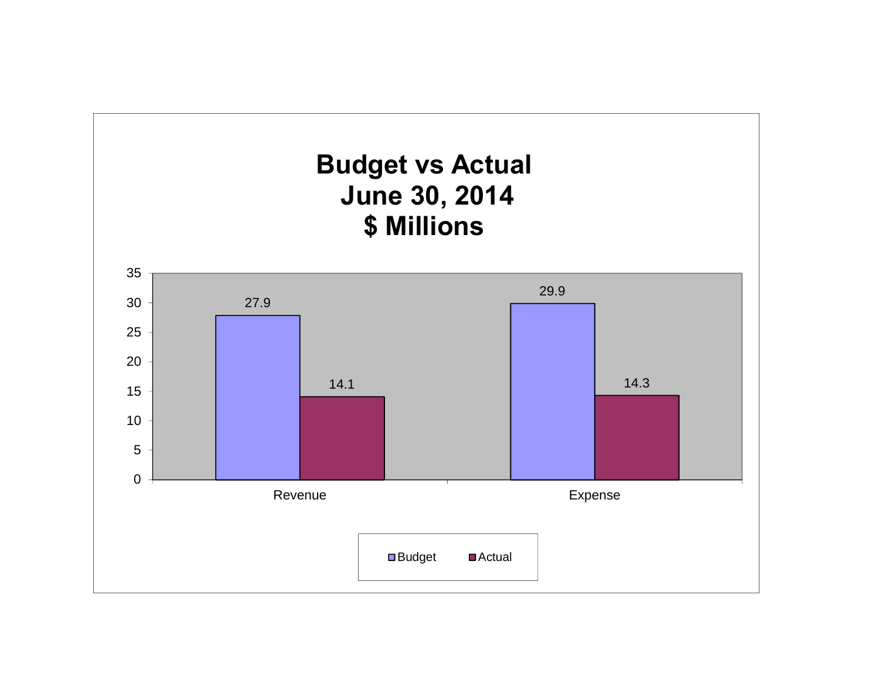# Budget vs Actual
## June 30, 2014
## $ Millions

| | Budget | Actual |
|---|---|---|
| Revenue | 27.9 | 14.1 |
| Expense | 29.9 | 14.3 |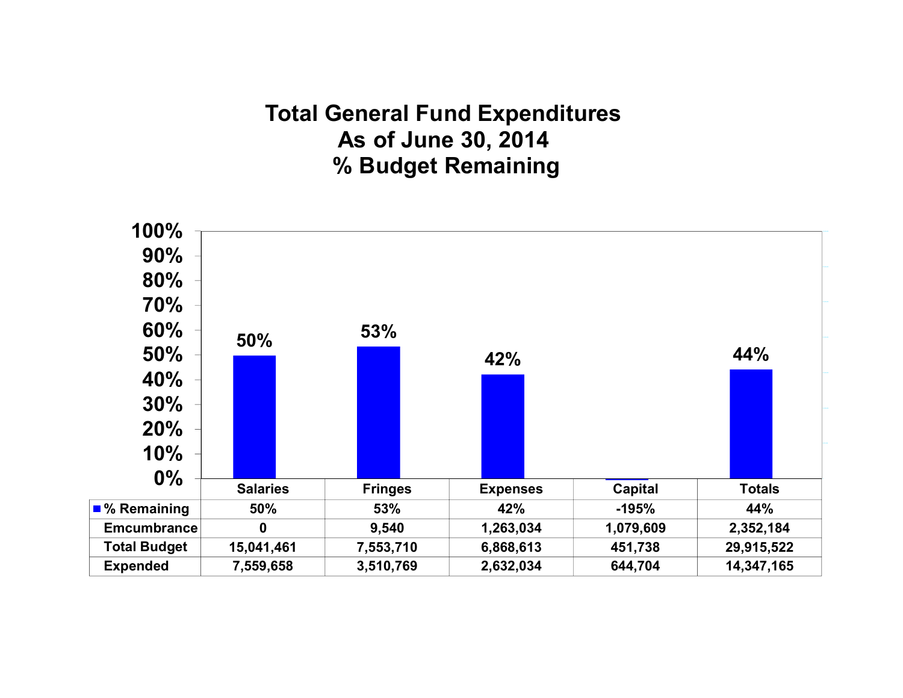# Total General Fund Expenditures
# As of June 30, 2014
# % Budget Remaining

| | Salaries | Fringes | Expenses | Capital | Totals |
|---|---|---|---|---|---|
| % Remaining | 50% | 53% | 42% | -195% | 44% |
| Emcumbrance | 0 | 9,540 | 1,263,034 | 1,079,609 | 2,352,184 |
| Total Budget | 15,041,461 | 7,553,710 | 6,868,613 | 451,738 | 29,915,522 |
| Expended | 7,559,658 | 3,510,769 | 2,632,034 | 644,704 | 14,347,165 |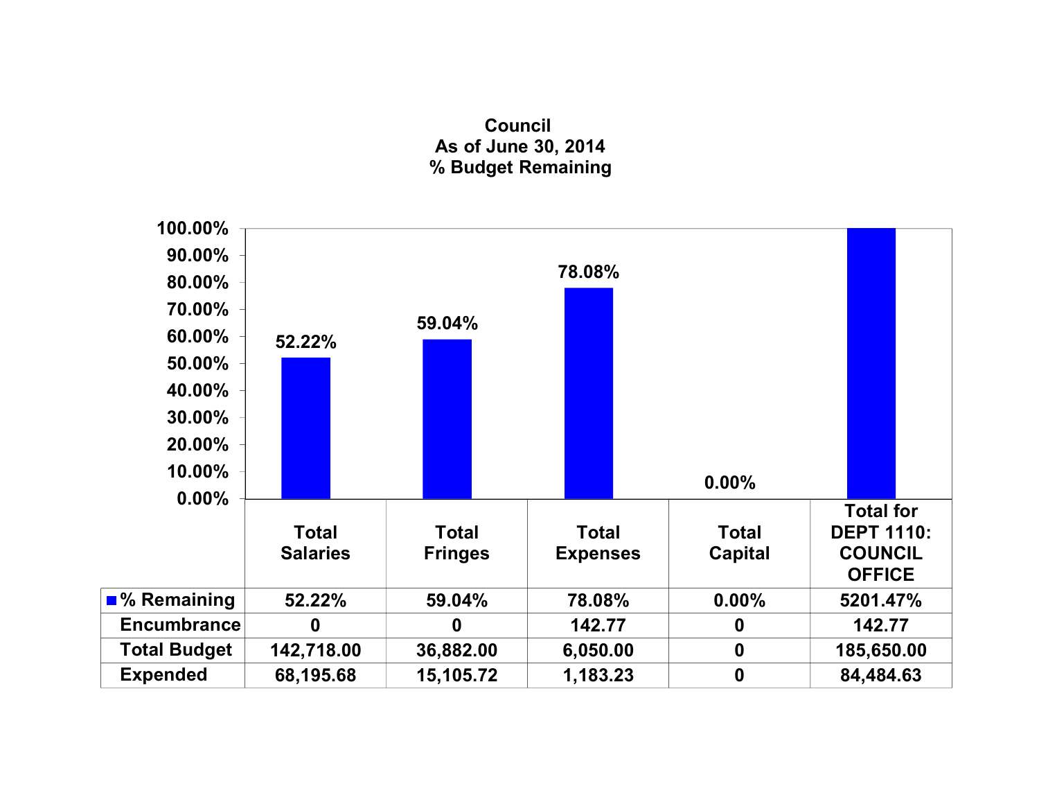**Council**
**As of June 30, 2014**
**% Budget Remaining**

| | Total Salaries | Total Fringes | Total Expenses | Total Capital | Total for DEPT 1110: COUNCIL OFFICE |
|---|---|---|---|---|---|
| % Remaining | 52.22% | 59.04% | 78.08% | 0.00% | 5201.47% |
| Encumbrance | 0 | 0 | 142.77 | 0 | 142.77 |
| Total Budget | 142,718.00 | 36,882.00 | 6,050.00 | 0 | 185,650.00 |
| Expended | 68,195.68 | 15,105.72 | 1,183.23 | 0 | 84,484.63 |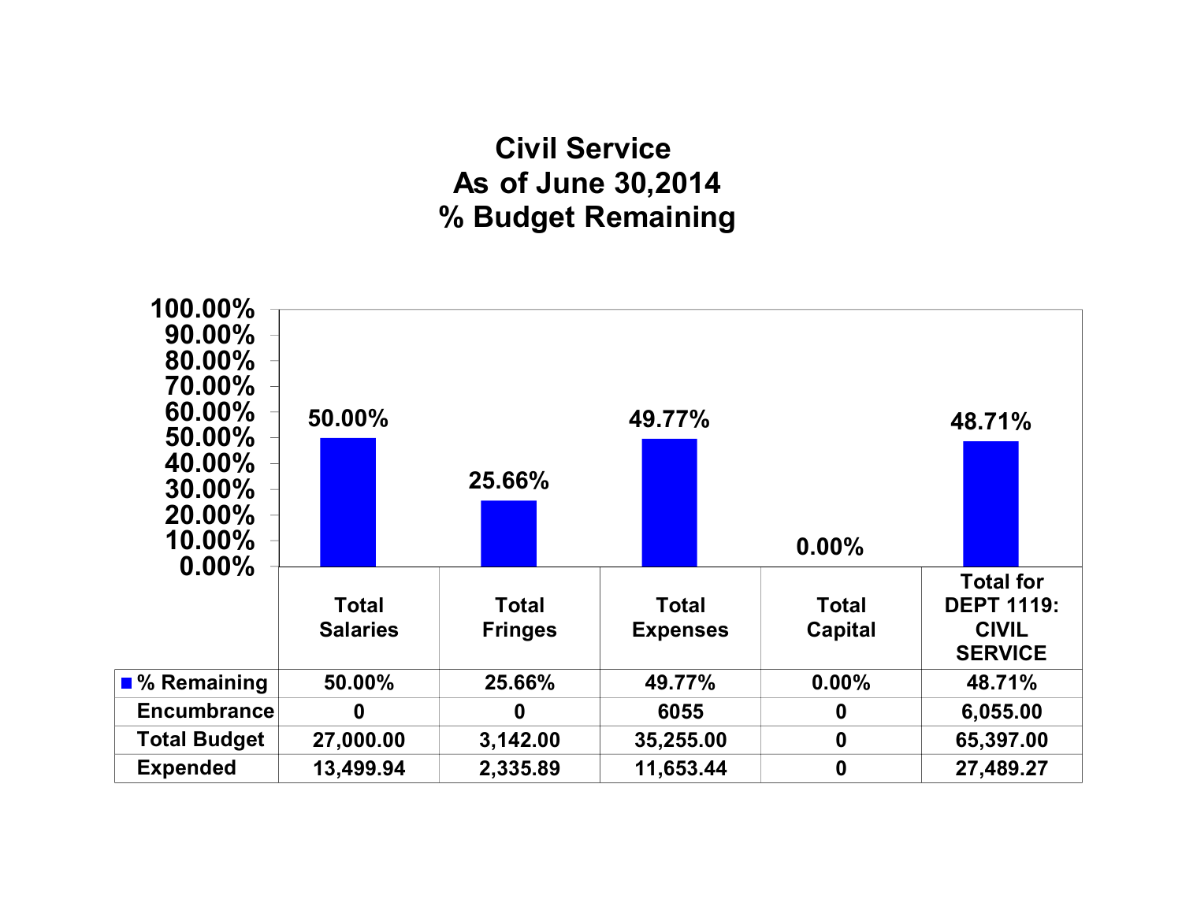# Civil Service
## As of June 30,2014
## % Budget Remaining

| | Total Salaries | Total Fringes | Total Expenses | Total Capital | Total for DEPT 1119: CIVIL SERVICE |
|---|---|---|---|---|---|
| % Remaining | 50.00% | 25.66% | 49.77% | 0.00% | 48.71% |
| Encumbrance | 0 | 0 | 6055 | 0 | 6,055.00 |
| Total Budget | 27,000.00 | 3,142.00 | 35,255.00 | 0 | 65,397.00 |
| Expended | 13,499.94 | 2,335.89 | 11,653.44 | 0 | 27,489.27 |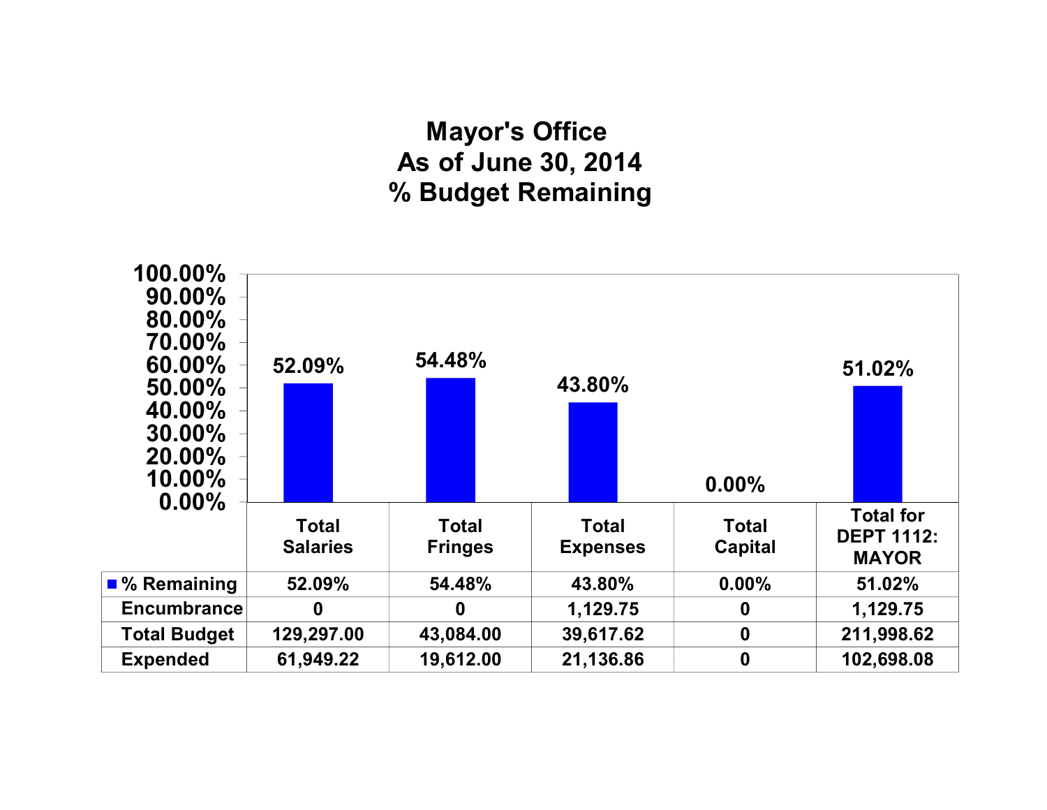# Mayor's Office
## As of June 30, 2014
## % Budget Remaining

| | Total Salaries | Total Fringes | Total Expenses | Total Capital | Total for DEPT 1112: MAYOR |
|---|---|---|---|---|---|
| % Remaining | 52.09% | 54.48% | 43.80% | 0.00% | 51.02% |
| Encumbrance | 0 | 0 | 1,129.75 | 0 | 1,129.75 |
| Total Budget | 129,297.00 | 43,084.00 | 39,617.62 | 0 | 211,998.62 |
| Expended | 61,949.22 | 19,612.00 | 21,136.86 | 0 | 102,698.08 |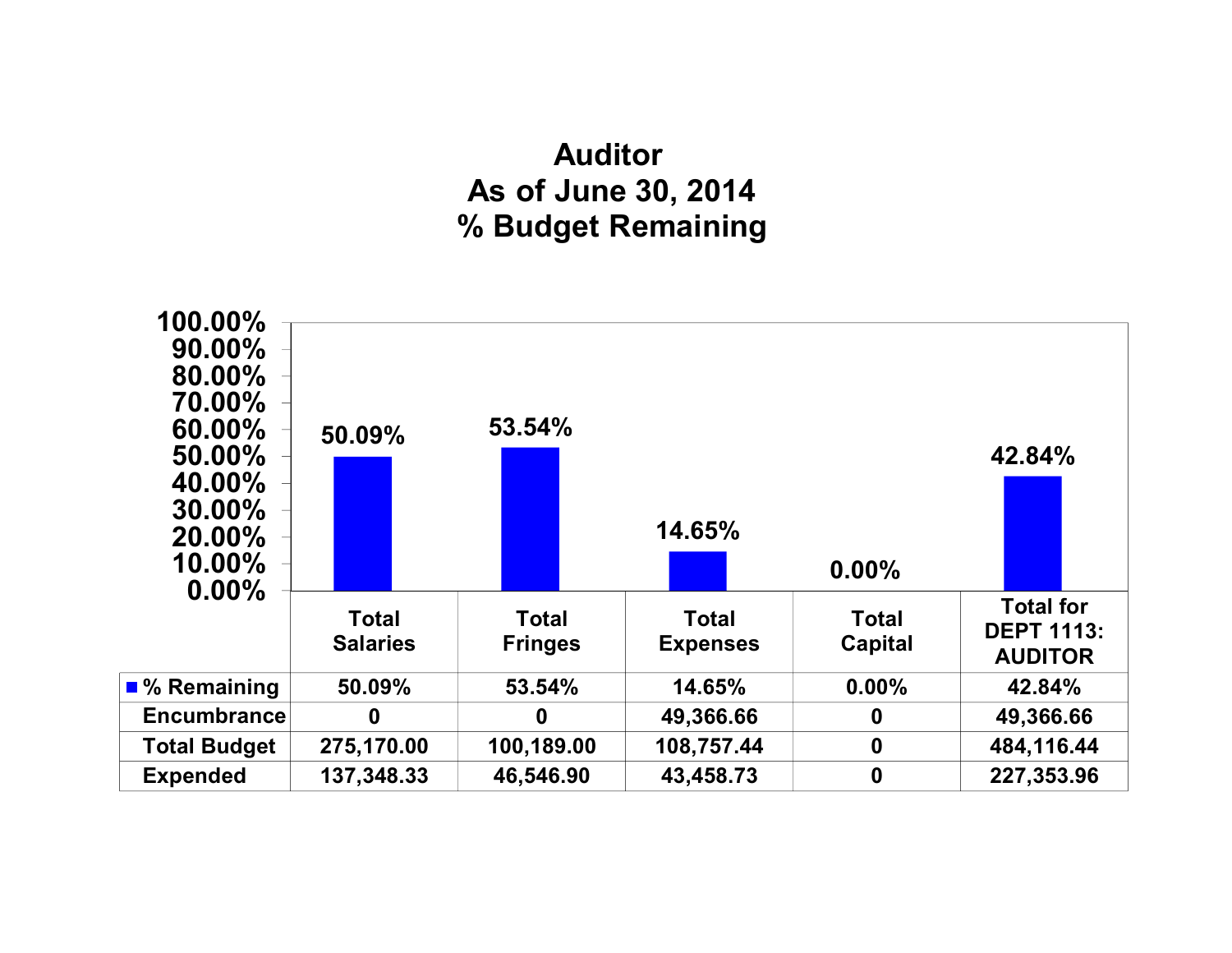# Auditor
## As of June 30, 2014
## % Budget Remaining

| | Total Salaries | Total Fringes | Total Expenses | Total Capital | Total for DEPT 1113: AUDITOR |
|---|---|---|---|---|---|
| % Remaining | 50.09% | 53.54% | 14.65% | 0.00% | 42.84% |
| Encumbrance | 0 | 0 | 49,366.66 | 0 | 49,366.66 |
| Total Budget | 275,170.00 | 100,189.00 | 108,757.44 | 0 | 484,116.44 |
| Expended | 137,348.33 | 46,546.90 | 43,458.73 | 0 | 227,353.96 |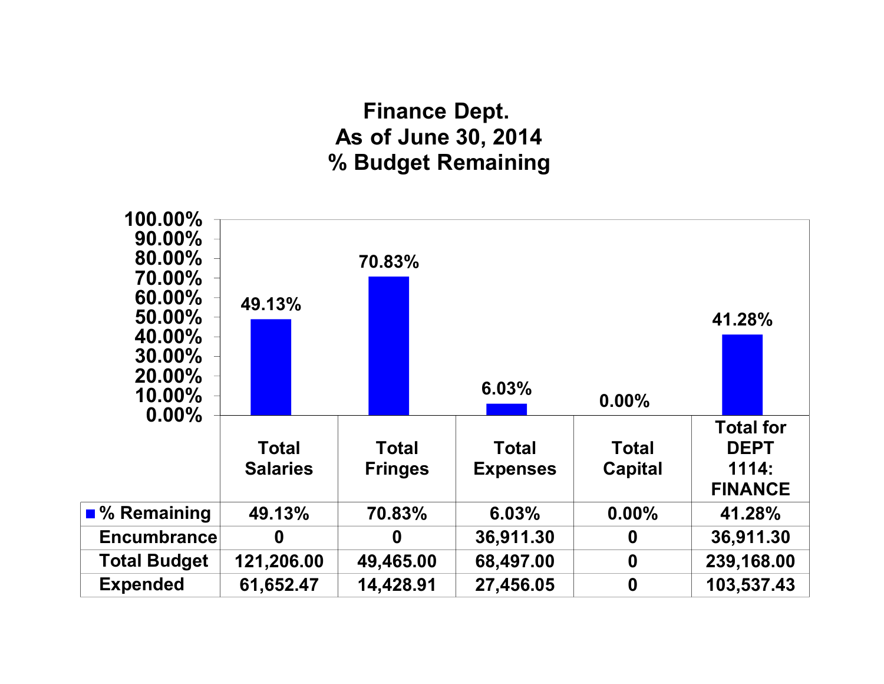# Finance Dept.
# As of June 30, 2014
# % Budget Remaining

| | Total Salaries | Total Fringes | Total Expenses | Total Capital | Total for DEPT 1114: FINANCE |
|---|---|---|---|---|---|
| % Remaining | 49.13% | 70.83% | 6.03% | 0.00% | 41.28% |
| Encumbrance | 0 | 0 | 36,911.30 | 0 | 36,911.30 |
| Total Budget | 121,206.00 | 49,465.00 | 68,497.00 | 0 | 239,168.00 |
| Expended | 61,652.47 | 14,428.91 | 27,456.05 | 0 | 103,537.43 |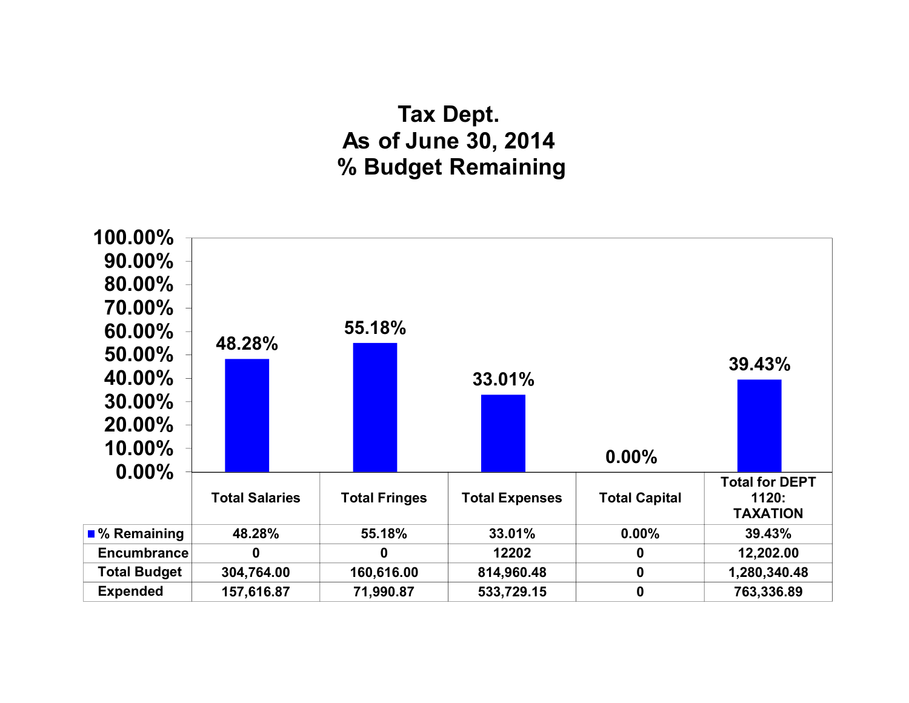# Tax Dept.
# As of June 30, 2014
# % Budget Remaining

| | Total Salaries | Total Fringes | Total Expenses | Total Capital | Total for DEPT 1120: TAXATION |
|---|---|---|---|---|---|
| % Remaining | 48.28% | 55.18% | 33.01% | 0.00% | 39.43% |
| Encumbrance | 0 | 0 | 12202 | 0 | 12,202.00 |
| Total Budget | 304,764.00 | 160,616.00 | 814,960.48 | 0 | 1,280,340.48 |
| Expended | 157,616.87 | 71,990.87 | 533,729.15 | 0 | 763,336.89 |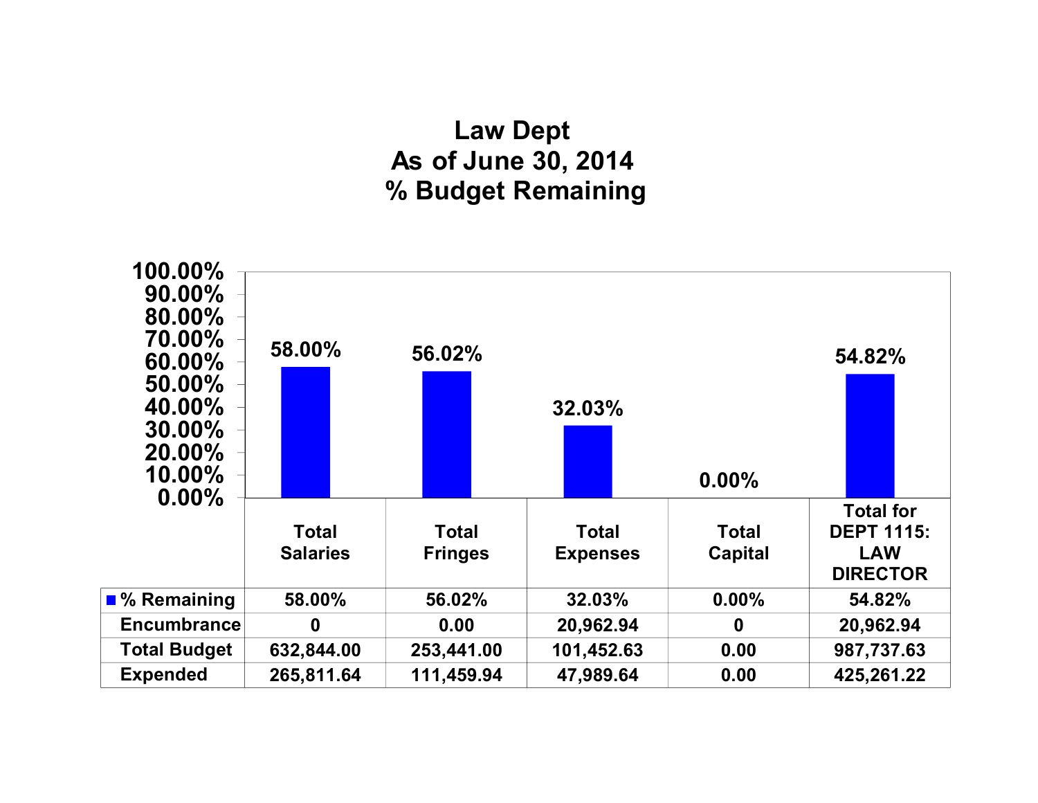# Law Dept
## As of June 30, 2014
## % Budget Remaining

| | Total Salaries | Total Fringes | Total Expenses | Total Capital | Total for DEPT 1115: LAW DIRECTOR |
|---|---|---|---|---|---|
| % Remaining | 58.00% | 56.02% | 32.03% | 0.00% | 54.82% |
| Encumbrance | 0 | 0.00 | 20,962.94 | 0 | 20,962.94 |
| Total Budget | 632,844.00 | 253,441.00 | 101,452.63 | 0.00 | 987,737.63 |
| Expended | 265,811.64 | 111,459.94 | 47,989.64 | 0.00 | 425,261.22 |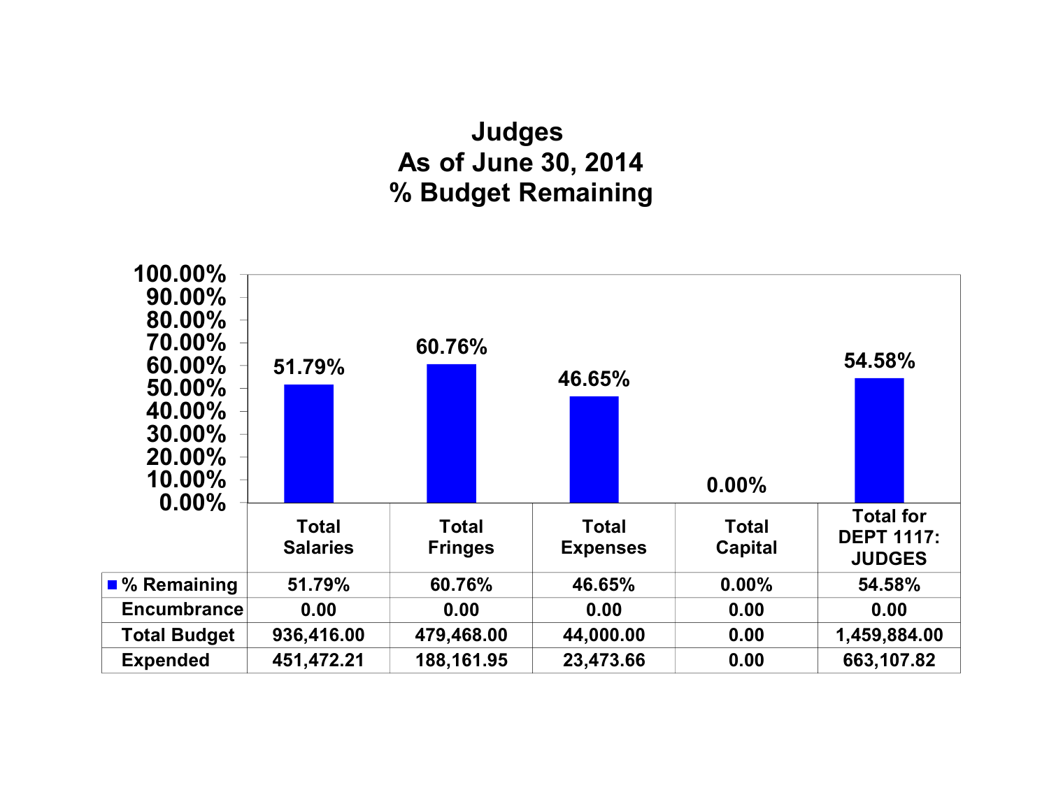# Judges
## As of June 30, 2014
## % Budget Remaining

| | Total Salaries | Total Fringes | Total Expenses | Total Capital | Total for DEPT 1117: JUDGES |
|---|---|---|---|---|---|
| % Remaining | 51.79% | 60.76% | 46.65% | 0.00% | 54.58% |
| Encumbrance | 0.00 | 0.00 | 0.00 | 0.00 | 0.00 |
| Total Budget | 936,416.00 | 479,468.00 | 44,000.00 | 0.00 | 1,459,884.00 |
| Expended | 451,472.21 | 188,161.95 | 23,473.66 | 0.00 | 663,107.82 |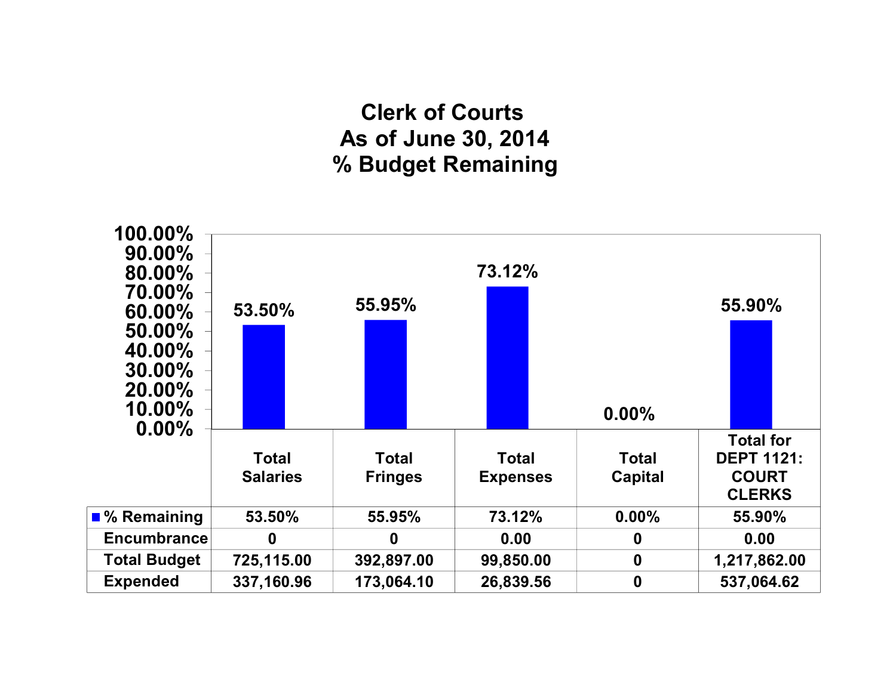# Clerk of Courts
## As of June 30, 2014
## % Budget Remaining

| | Total Salaries | Total Fringes | Total Expenses | Total Capital | Total for DEPT 1121: COURT CLERKS |
|---|---|---|---|---|---|
| % Remaining | 53.50% | 55.95% | 73.12% | 0.00% | 55.90% |
| Encumbrance | 0 | 0 | 0.00 | 0 | 0.00 |
| Total Budget | 725,115.00 | 392,897.00 | 99,850.00 | 0 | 1,217,862.00 |
| Expended | 337,160.96 | 173,064.10 | 26,839.56 | 0 | 537,064.62 |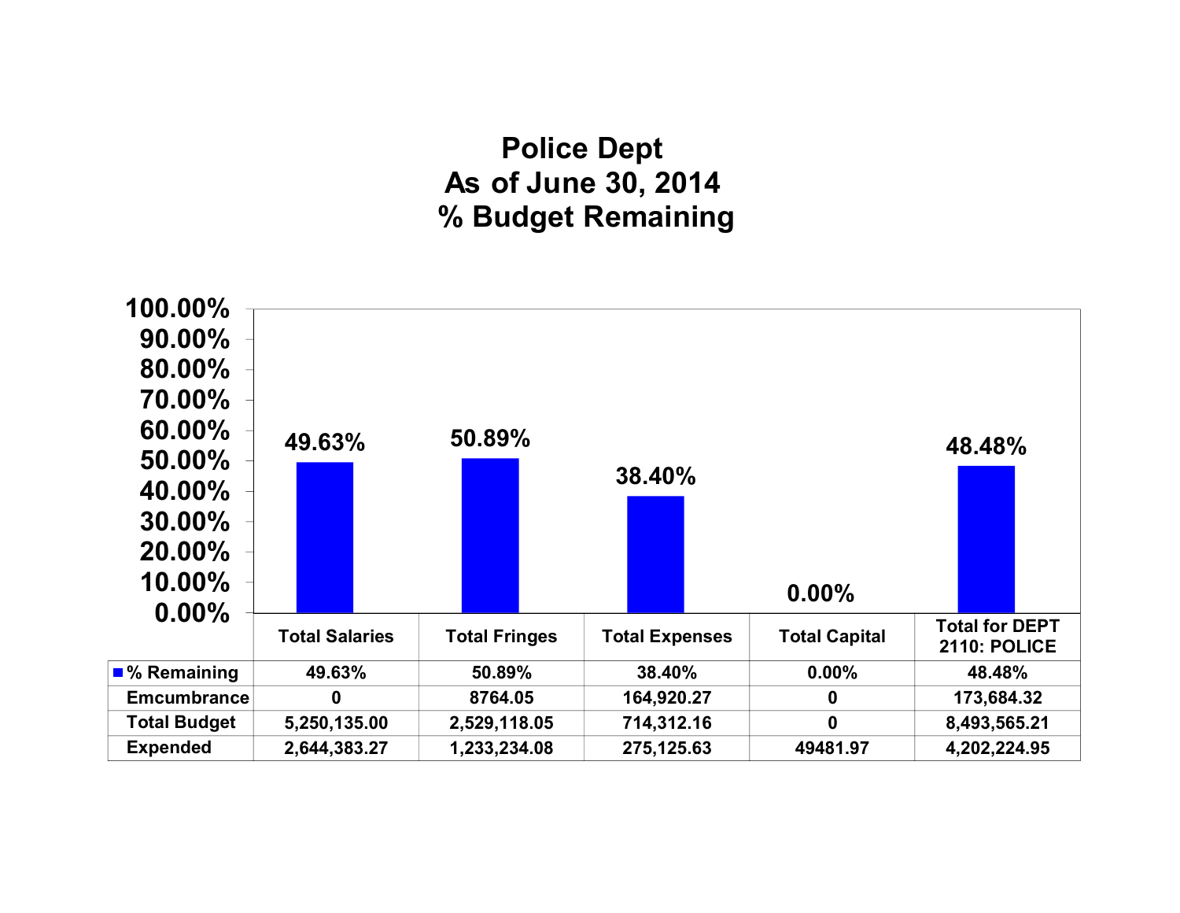# Police Dept
## As of June 30, 2014
## % Budget Remaining

| | Total Salaries | Total Fringes | Total Expenses | Total Capital | Total for DEPT 2110: POLICE |
|---|---|---|---|---|---|
| % Remaining | 49.63% | 50.89% | 38.40% | 0.00% | 48.48% |
| Emcumbrance | 0 | 8764.05 | 164,920.27 | 0 | 173,684.32 |
| Total Budget | 5,250,135.00 | 2,529,118.05 | 714,312.16 | 0 | 8,493,565.21 |
| Expended | 2,644,383.27 | 1,233,234.08 | 275,125.63 | 49481.97 | 4,202,224.95 |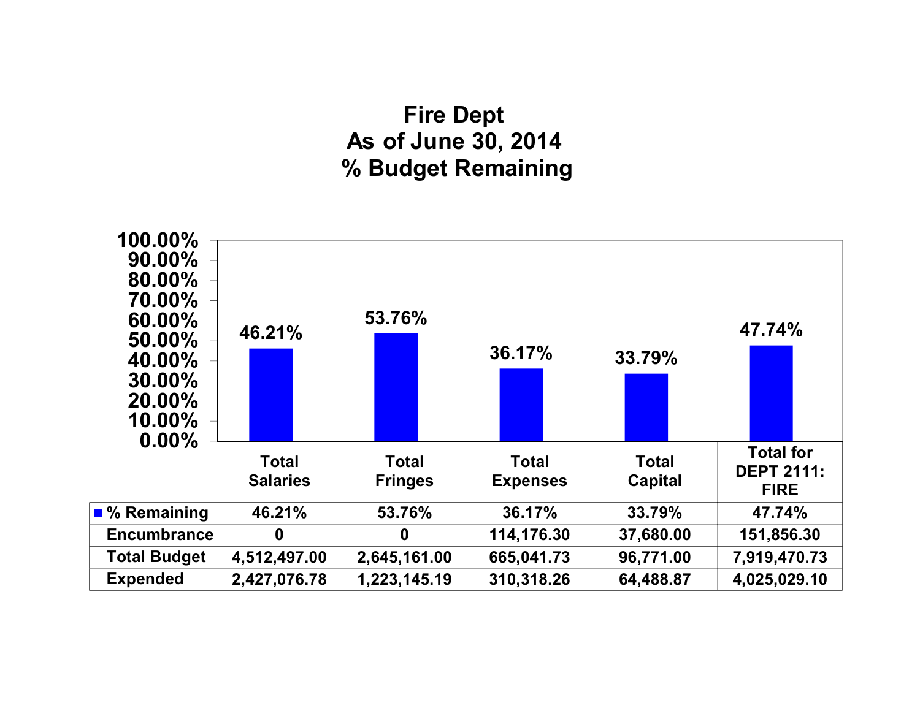# Fire Dept
## As of June 30, 2014
## % Budget Remaining

| | Total Salaries | Total Fringes | Total Expenses | Total Capital | Total for DEPT 2111: FIRE |
|---|---|---|---|---|---|
| % Remaining | 46.21% | 53.76% | 36.17% | 33.79% | 47.74% |
| Encumbrance | 0 | 0 | 114,176.30 | 37,680.00 | 151,856.30 |
| Total Budget | 4,512,497.00 | 2,645,161.00 | 665,041.73 | 96,771.00 | 7,919,470.73 |
| Expended | 2,427,076.78 | 1,223,145.19 | 310,318.26 | 64,488.87 | 4,025,029.10 |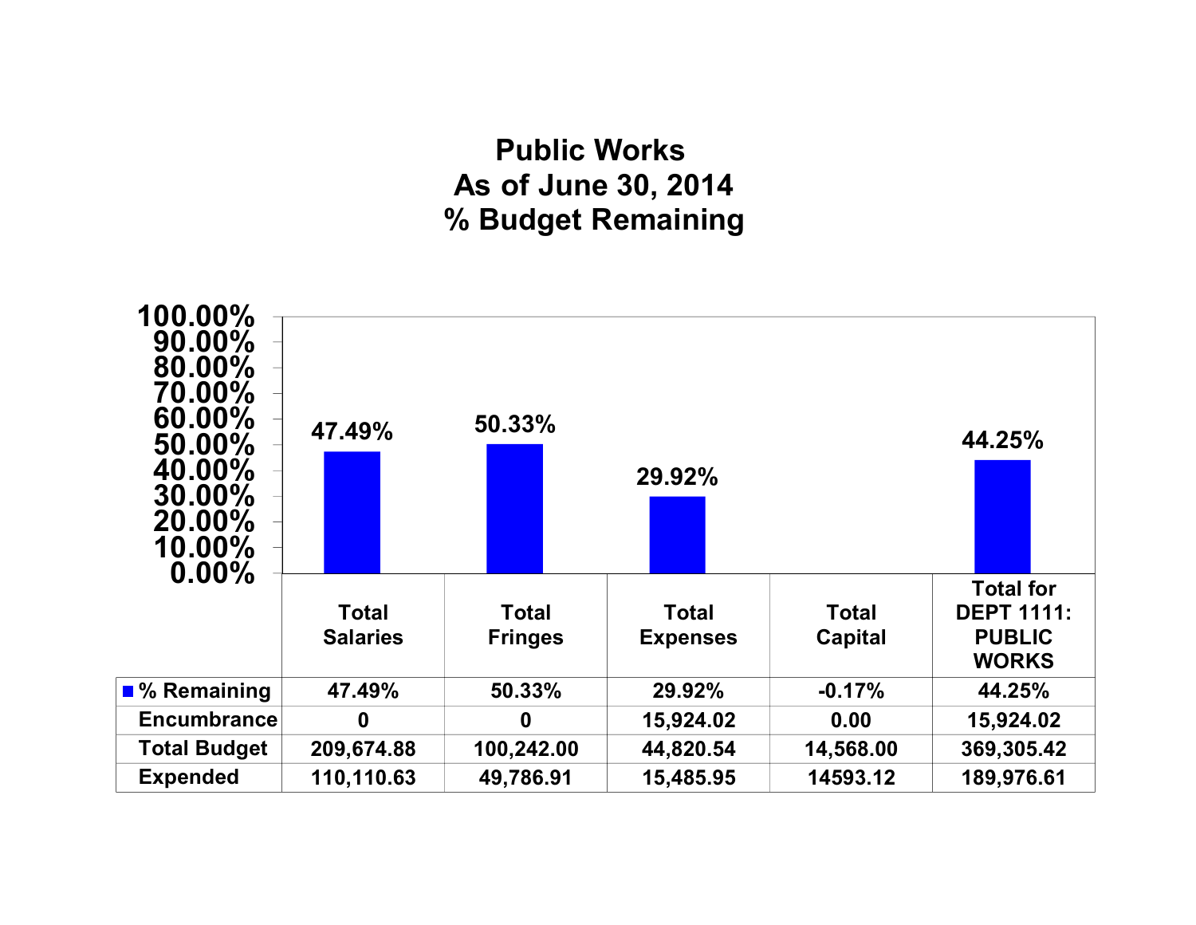# Public Works
## As of June 30, 2014
## % Budget Remaining

| | Total Salaries | Total Fringes | Total Expenses | Total Capital | Total for DEPT 1111: PUBLIC WORKS |
|---|---|---|---|---|---|
| % Remaining | 47.49% | 50.33% | 29.92% | -0.17% | 44.25% |
| Encumbrance | 0 | 0 | 15,924.02 | 0.00 | 15,924.02 |
| Total Budget | 209,674.88 | 100,242.00 | 44,820.54 | 14,568.00 | 369,305.42 |
| Expended | 110,110.63 | 49,786.91 | 15,485.95 | 14593.12 | 189,976.61 |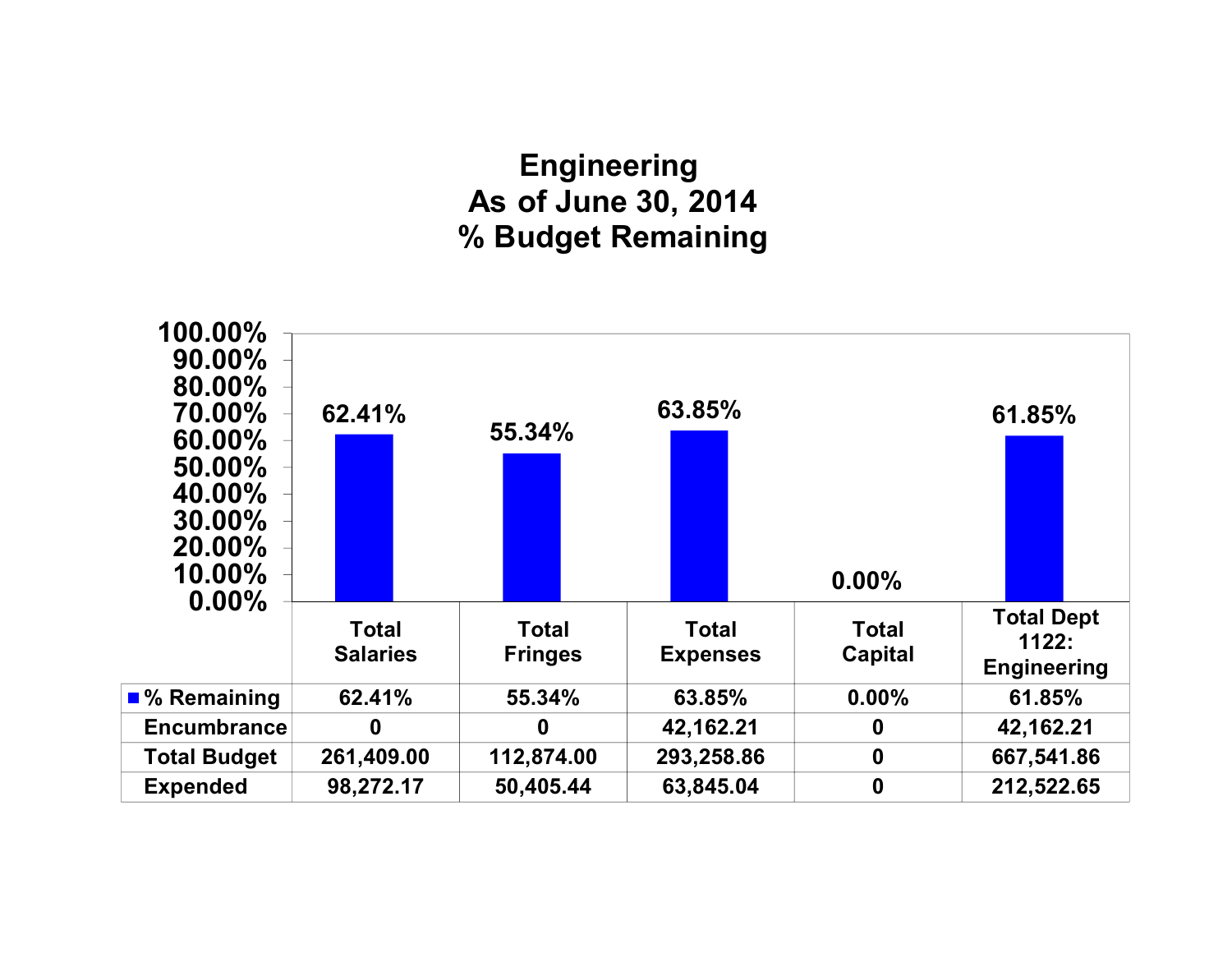# Engineering
## As of June 30, 2014
## % Budget Remaining

| | Total Salaries | Total Fringes | Total Expenses | Total Capital | Total Dept 1122: Engineering |
|---|---|---|---|---|---|
| % Remaining | 62.41% | 55.34% | 63.85% | 0.00% | 61.85% |
| Encumbrance | 0 | 0 | 42,162.21 | 0 | 42,162.21 |
| Total Budget | 261,409.00 | 112,874.00 | 293,258.86 | 0 | 667,541.86 |
| Expended | 98,272.17 | 50,405.44 | 63,845.04 | 0 | 212,522.65 |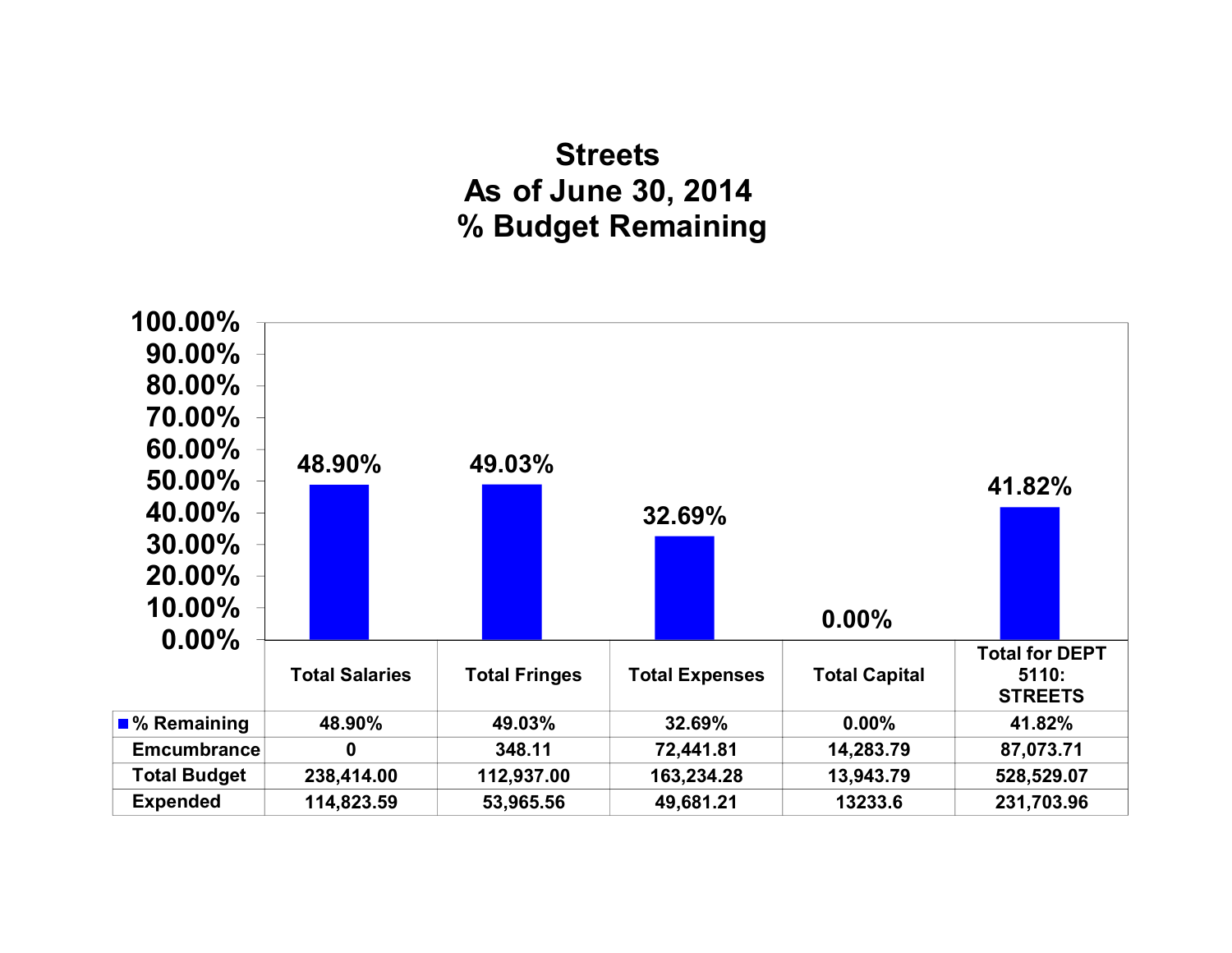# Streets
## As of June 30, 2014
## % Budget Remaining

| | Total Salaries | Total Fringes | Total Expenses | Total Capital | Total for DEPT 5110: STREETS |
|---|---|---|---|---|---|
| % Remaining | 48.90% | 49.03% | 32.69% | 0.00% | 41.82% |
| Emcumbrance | 0 | 348.11 | 72,441.81 | 14,283.79 | 87,073.71 |
| Total Budget | 238,414.00 | 112,937.00 | 163,234.28 | 13,943.79 | 528,529.07 |
| Expended | 114,823.59 | 53,965.56 | 49,681.21 | 13233.6 | 231,703.96 |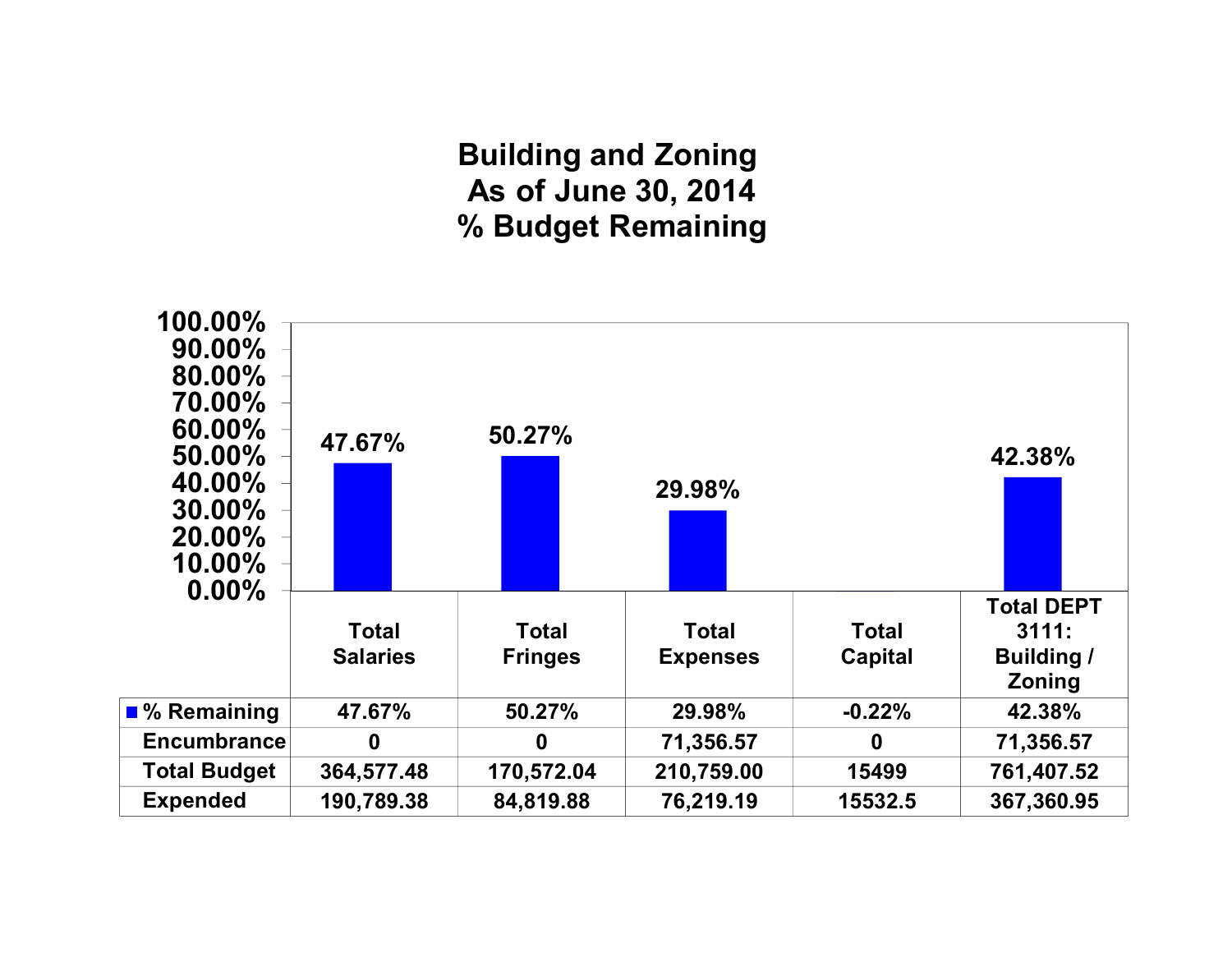# Building and Zoning
# As of June 30, 2014
# % Budget Remaining

| | Total Salaries | Total Fringes | Total Expenses | Total Capital | Total DEPT 3111: Building / Zoning |
|---|---|---|---|---|---|
| % Remaining | 47.67% | 50.27% | 29.98% | -0.22% | 42.38% |
| Encumbrance | 0 | 0 | 71,356.57 | 0 | 71,356.57 |
| Total Budget | 364,577.48 | 170,572.04 | 210,759.00 | 15499 | 761,407.52 |
| Expended | 190,789.38 | 84,819.88 | 76,219.19 | 15532.5 | 367,360.95 |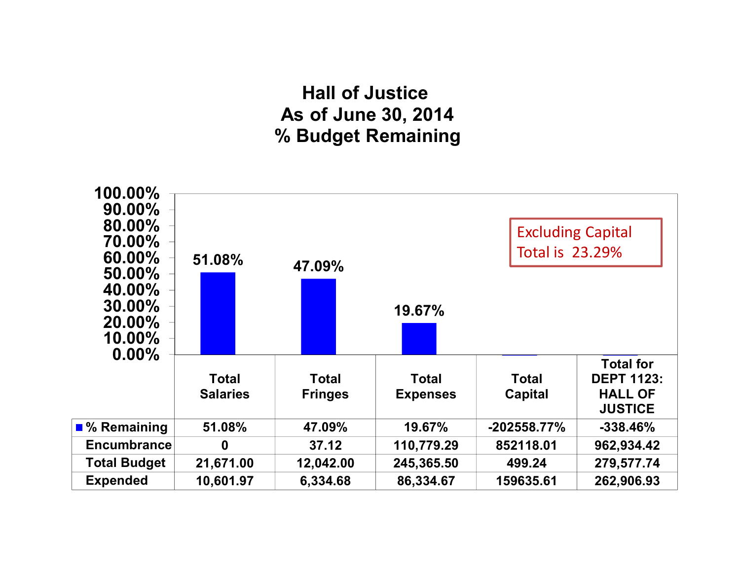# Hall of Justice
## As of June 30, 2014
## % Budget Remaining

Excluding Capital Total is 23.29%

| | Total Salaries | Total Fringes | Total Expenses | Total Capital | Total for DEPT 1123: HALL OF JUSTICE |
|---|---|---|---|---|---|
| % Remaining | 51.08% | 47.09% | 19.67% | -202558.77% | -338.46% |
| Encumbrance | 0 | 37.12 | 110,779.29 | 852118.01 | 962,934.42 |
| Total Budget | 21,671.00 | 12,042.00 | 245,365.50 | 499.24 | 279,577.74 |
| Expended | 10,601.97 | 6,334.68 | 86,334.67 | 159635.61 | 262,906.93 |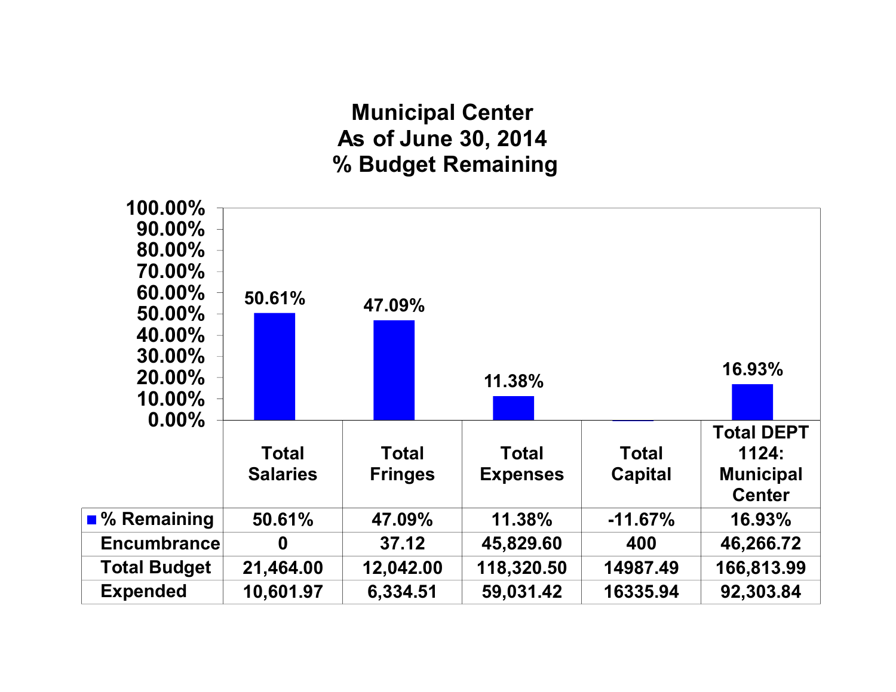# Municipal Center
## As of June 30, 2014
## % Budget Remaining

| | Total Salaries | Total Fringes | Total Expenses | Total Capital | Total DEPT 1124: Municipal Center |
|---|---|---|---|---|---|
| % Remaining | 50.61% | 47.09% | 11.38% | -11.67% | 16.93% |
| Encumbrance | 0 | 37.12 | 45,829.60 | 400 | 46,266.72 |
| Total Budget | 21,464.00 | 12,042.00 | 118,320.50 | 14987.49 | 166,813.99 |
| Expended | 10,601.97 | 6,334.51 | 59,031.42 | 16335.94 | 92,303.84 |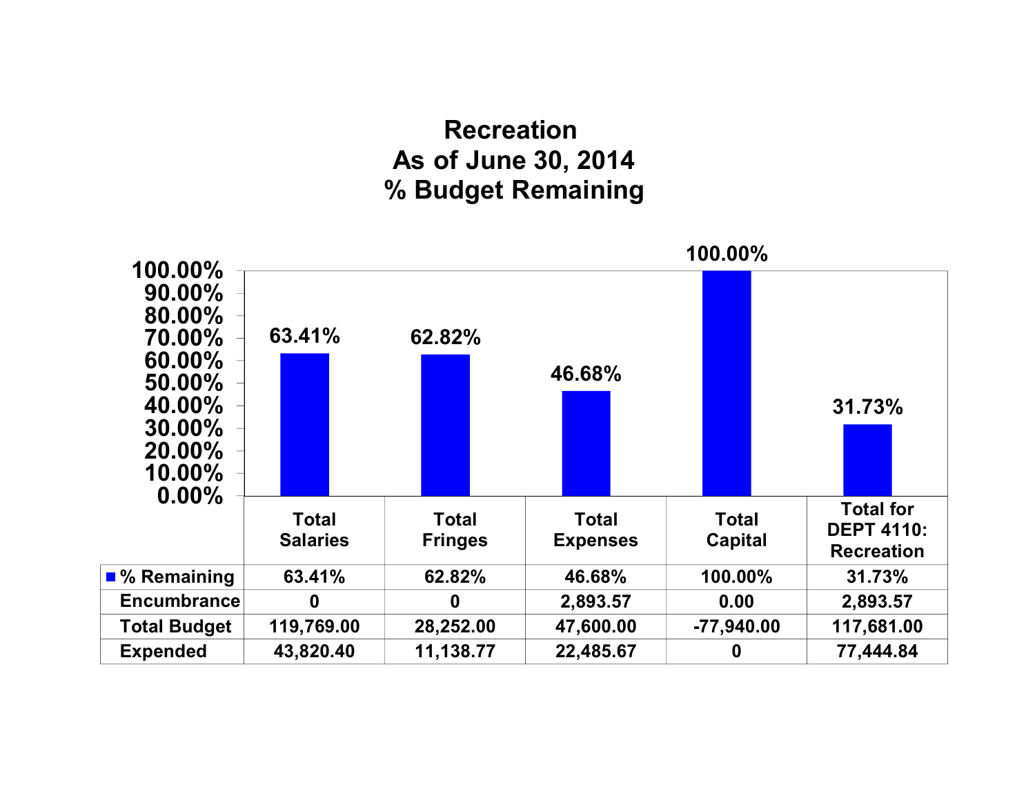# Recreation
# As of June 30, 2014
# % Budget Remaining

| | Total Salaries | Total Fringes | Total Expenses | Total Capital | Total for DEPT 4110: Recreation |
|---|---|---|---|---|---|
| % Remaining | 63.41% | 62.82% | 46.68% | 100.00% | 31.73% |
| Encumbrance | 0 | 0 | 2,893.57 | 0.00 | 2,893.57 |
| Total Budget | 119,769.00 | 28,252.00 | 47,600.00 | -77,940.00 | 117,681.00 |
| Expended | 43,820.40 | 11,138.77 | 22,485.67 | 0 | 77,444.84 |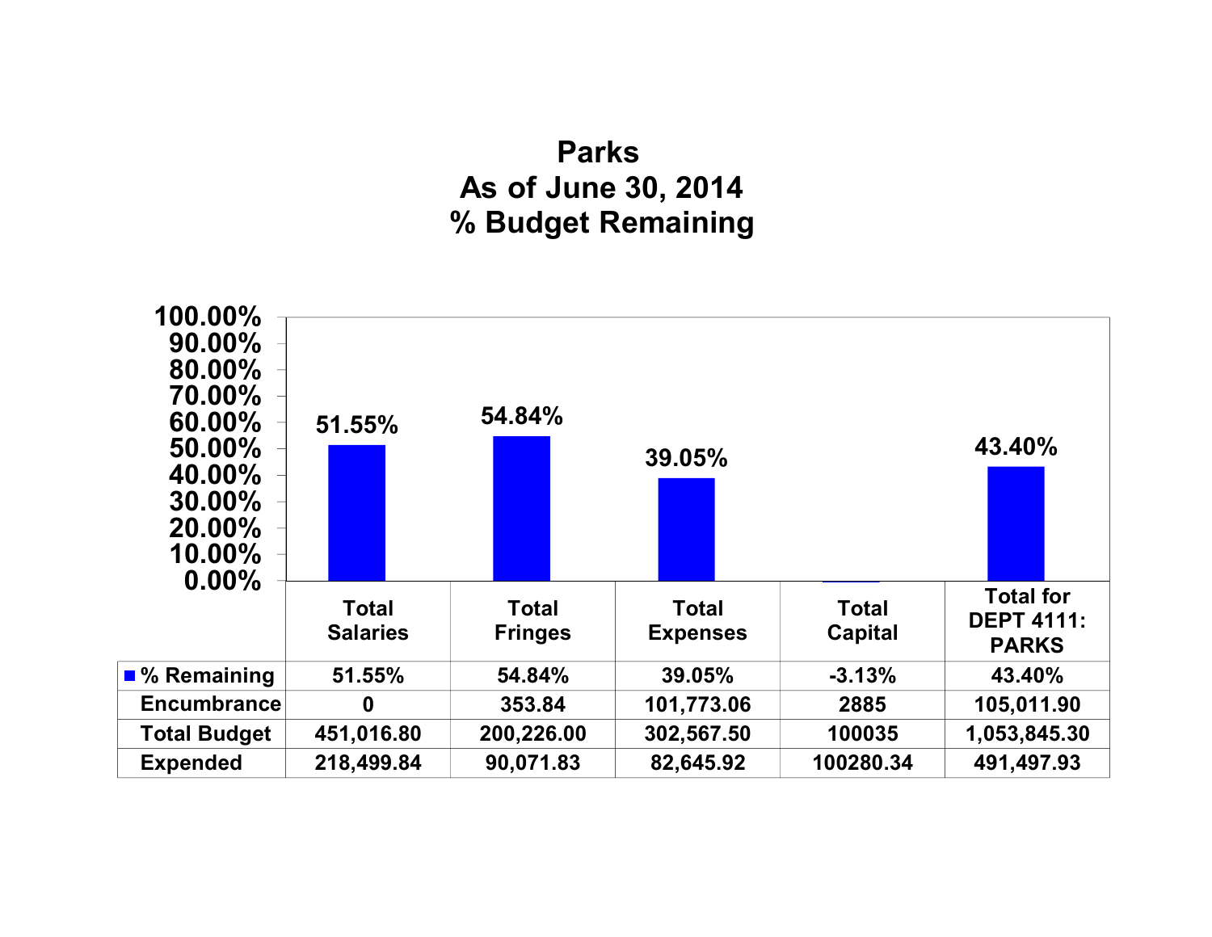# Parks
## As of June 30, 2014
## % Budget Remaining

| | Total Salaries | Total Fringes | Total Expenses | Total Capital | Total for DEPT 4111: PARKS |
|---|---|---|---|---|---|
| % Remaining | 51.55% | 54.84% | 39.05% | -3.13% | 43.40% |
| Encumbrance | 0 | 353.84 | 101,773.06 | 2885 | 105,011.90 |
| Total Budget | 451,016.80 | 200,226.00 | 302,567.50 | 100035 | 1,053,845.30 |
| Expended | 218,499.84 | 90,071.83 | 82,645.92 | 100280.34 | 491,497.93 |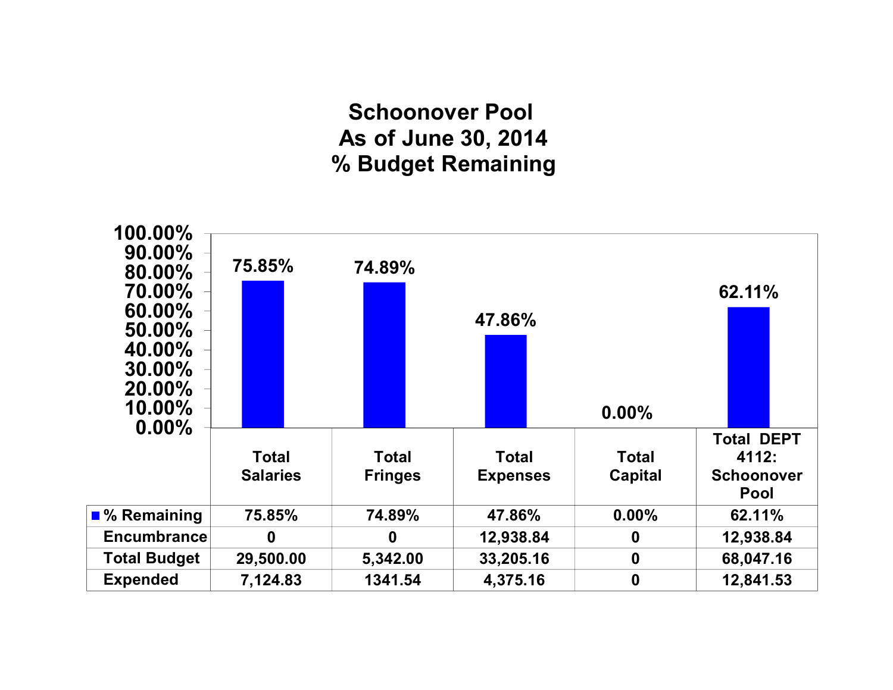# Schoonover Pool
## As of June 30, 2014
## % Budget Remaining

| | Total Salaries | Total Fringes | Total Expenses | Total Capital | Total DEPT 4112: Schoonover Pool |
|---|---|---|---|---|---|
| % Remaining | 75.85% | 74.89% | 47.86% | 0.00% | 62.11% |
| Encumbrance | 0 | 0 | 12,938.84 | 0 | 12,938.84 |
| Total Budget | 29,500.00 | 5,342.00 | 33,205.16 | 0 | 68,047.16 |
| Expended | 7,124.83 | 1341.54 | 4,375.16 | 0 | 12,841.53 |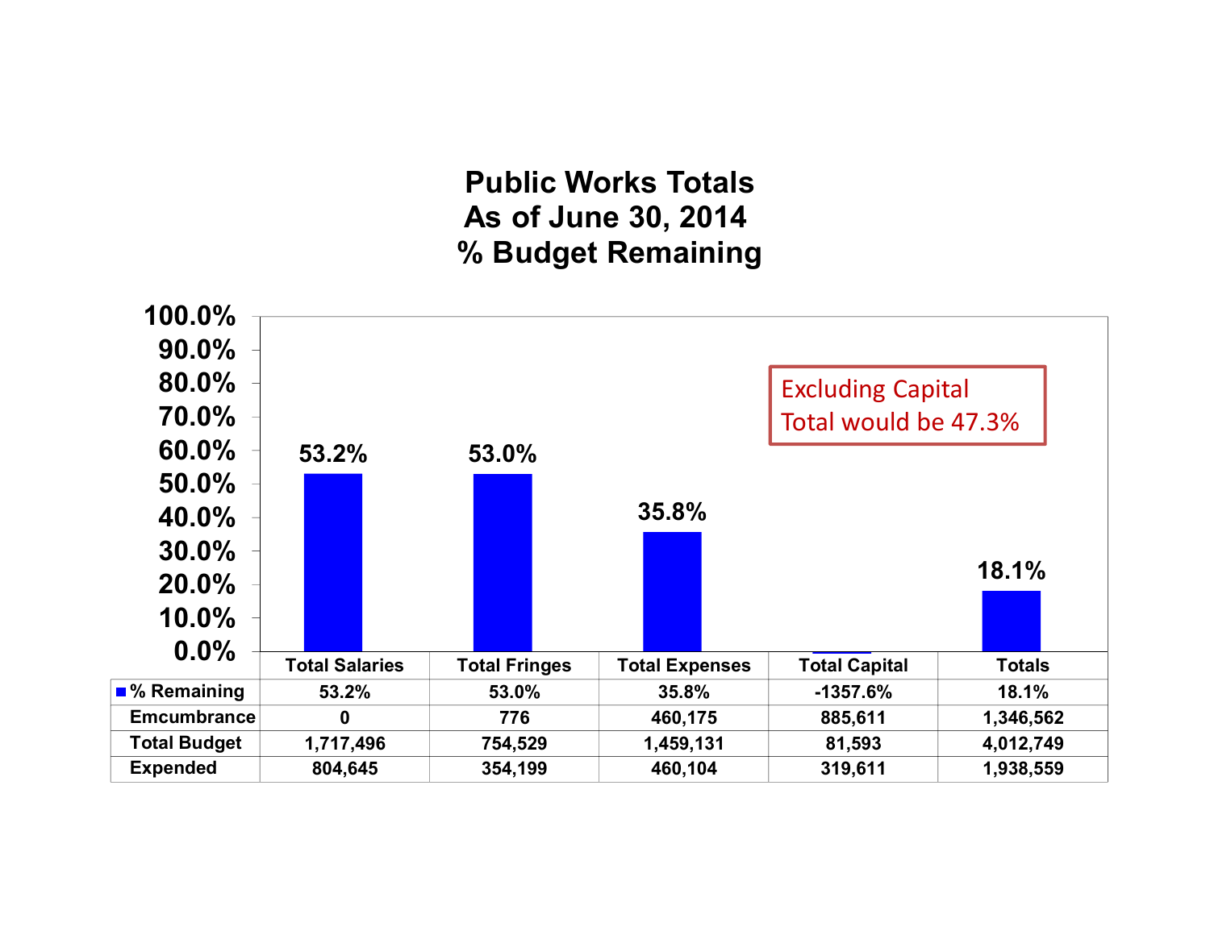# Public Works Totals
## As of June 30, 2014
## % Budget Remaining

Excluding Capital
Total would be 47.3%

| | Total Salaries | Total Fringes | Total Expenses | Total Capital | Totals |
|---|---|---|---|---|---|
| % Remaining | 53.2% | 53.0% | 35.8% | -1357.6% | 18.1% |
| Emcumbrance | 0 | 776 | 460,175 | 885,611 | 1,346,562 |
| Total Budget | 1,717,496 | 754,529 | 1,459,131 | 81,593 | 4,012,749 |
| Expended | 804,645 | 354,199 | 460,104 | 319,611 | 1,938,559 |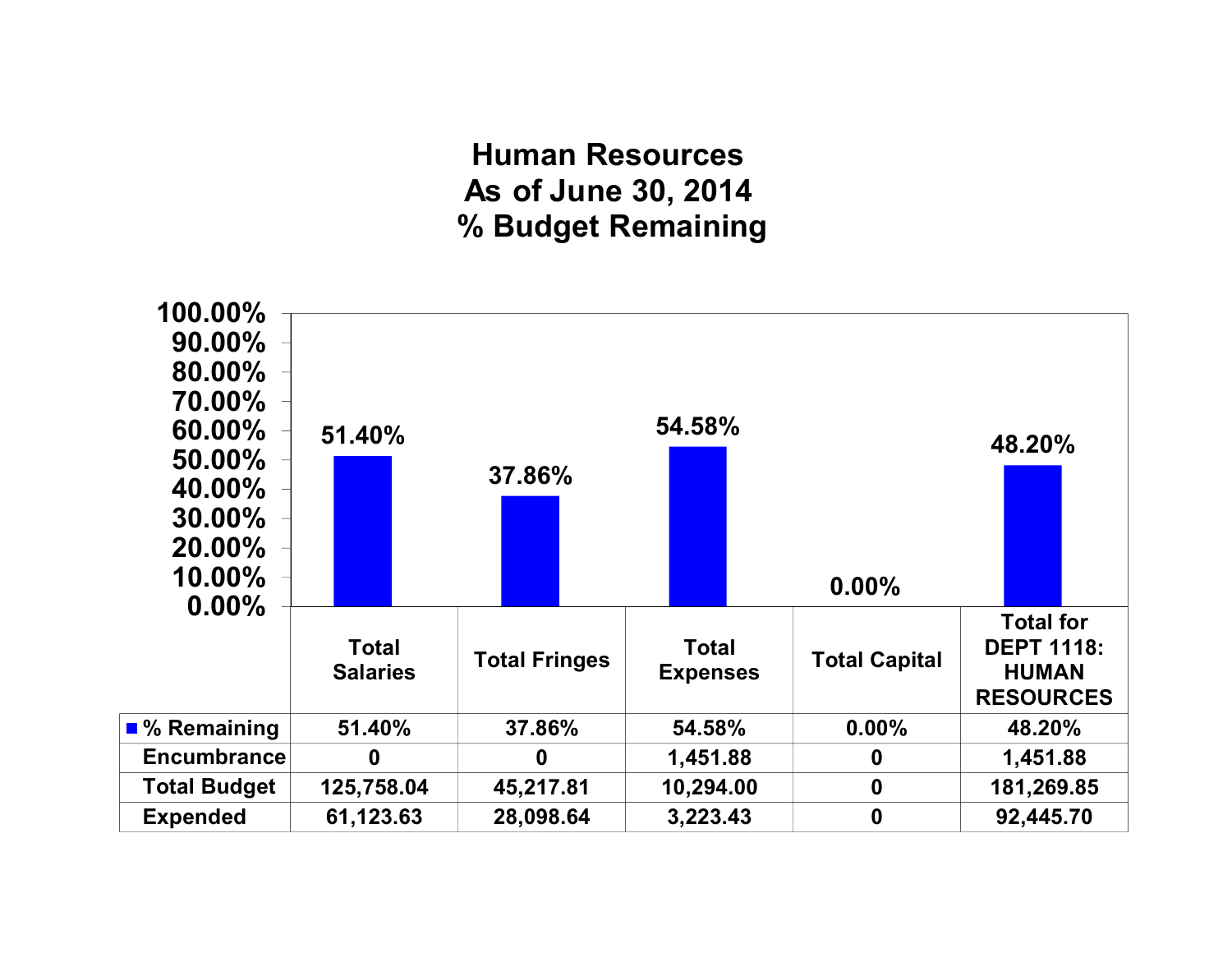# Human Resources
## As of June 30, 2014
## % Budget Remaining

| | Total Salaries | Total Fringes | Total Expenses | Total Capital | Total for DEPT 1118: HUMAN RESOURCES |
|---|---|---|---|---|---|
| % Remaining | 51.40% | 37.86% | 54.58% | 0.00% | 48.20% |
| Encumbrance | 0 | 0 | 1,451.88 | 0 | 1,451.88 |
| Total Budget | 125,758.04 | 45,217.81 | 10,294.00 | 0 | 181,269.85 |
| Expended | 61,123.63 | 28,098.64 | 3,223.43 | 0 | 92,445.70 |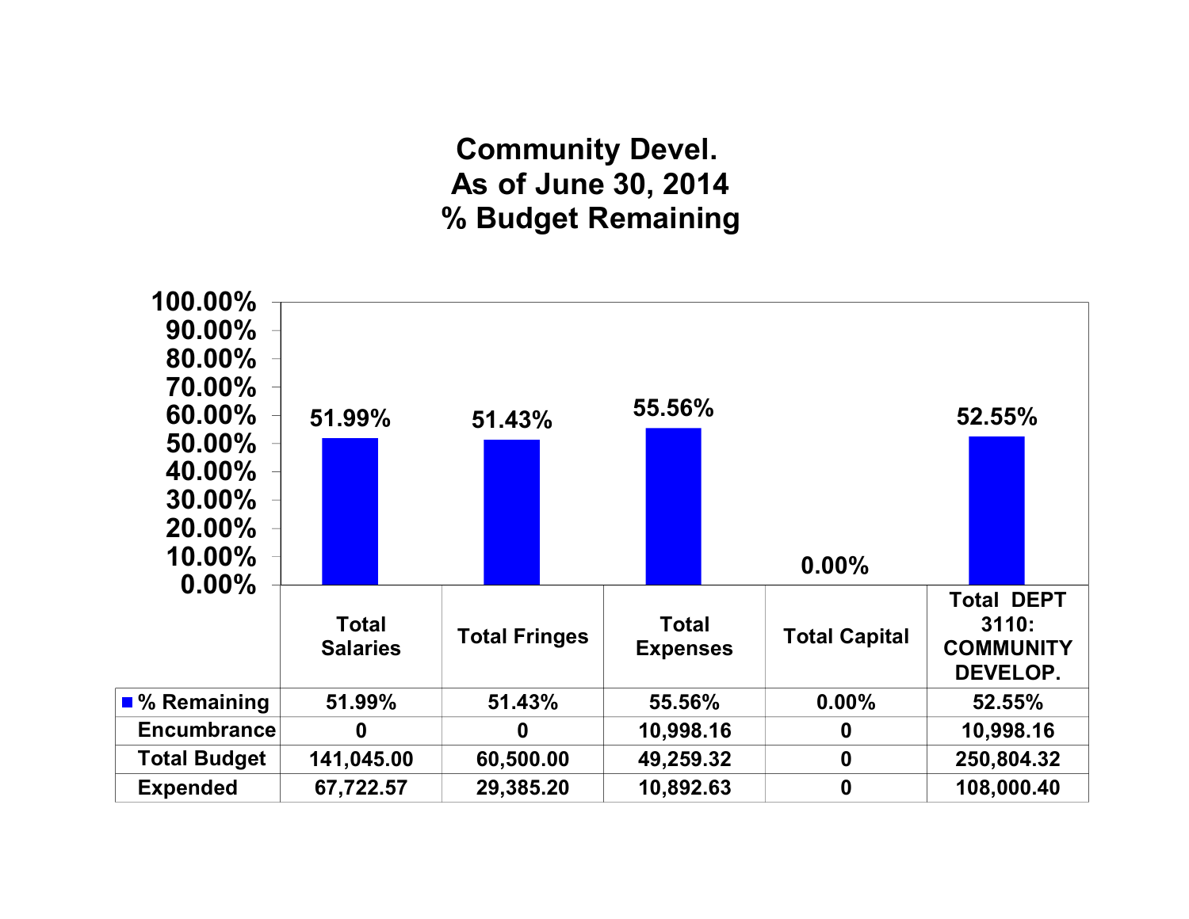# Community Devel.
# As of June 30, 2014
# % Budget Remaining

| | Total Salaries | Total Fringes | Total Expenses | Total Capital | Total DEPT 3110: COMMUNITY DEVELOP. |
|---|---|---|---|---|---|
| % Remaining | 51.99% | 51.43% | 55.56% | 0.00% | 52.55% |
| Encumbrance | 0 | 0 | 10,998.16 | 0 | 10,998.16 |
| Total Budget | 141,045.00 | 60,500.00 | 49,259.32 | 0 | 250,804.32 |
| Expended | 67,722.57 | 29,385.20 | 10,892.63 | 0 | 108,000.40 |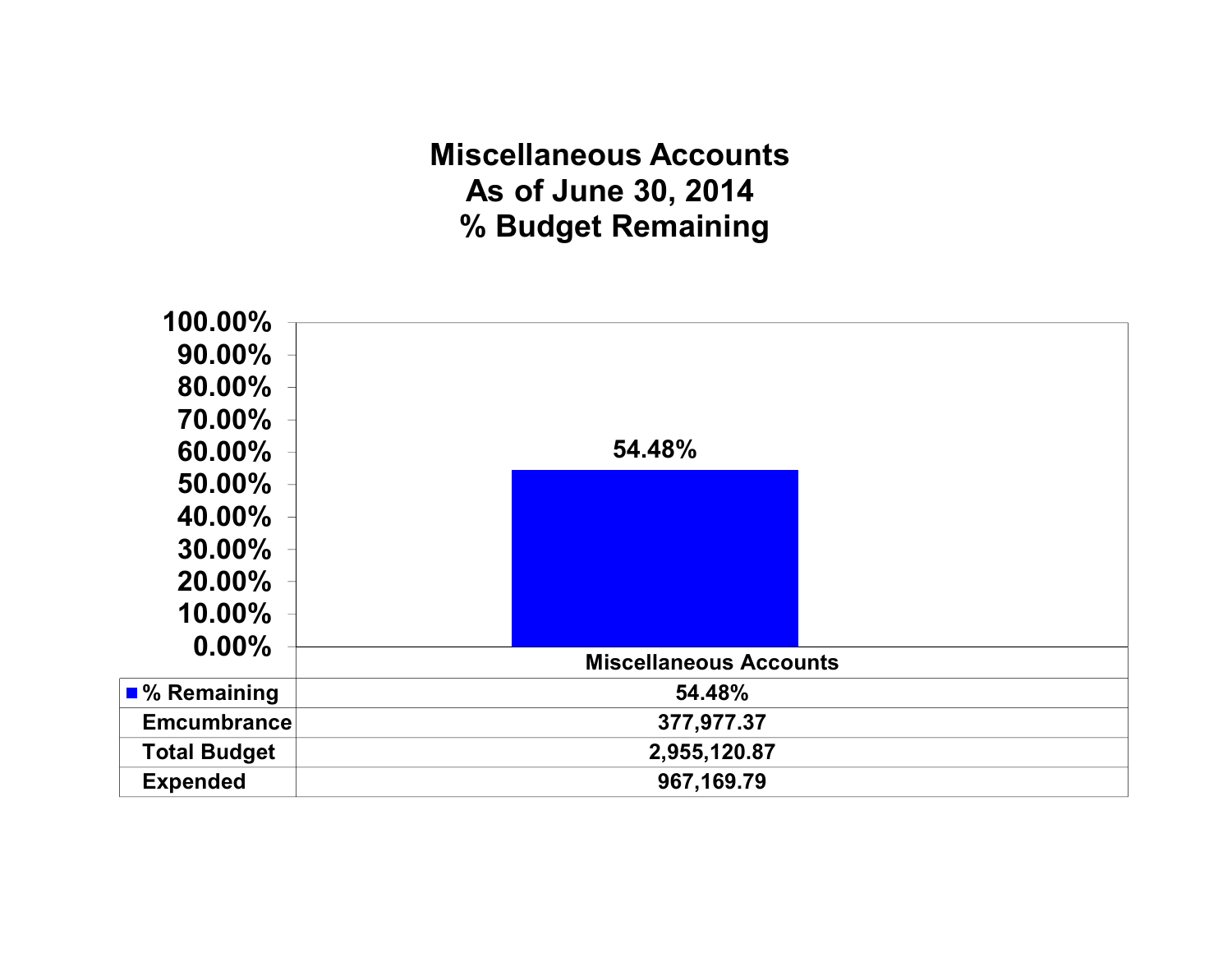# Miscellaneous Accounts
## As of June 30, 2014
## % Budget Remaining

| | Miscellaneous Accounts |
|---|---|
| % Remaining | 54.48% |
| Emcumbrance | 377,977.37 |
| Total Budget | 2,955,120.87 |
| Expended | 967,169.79 |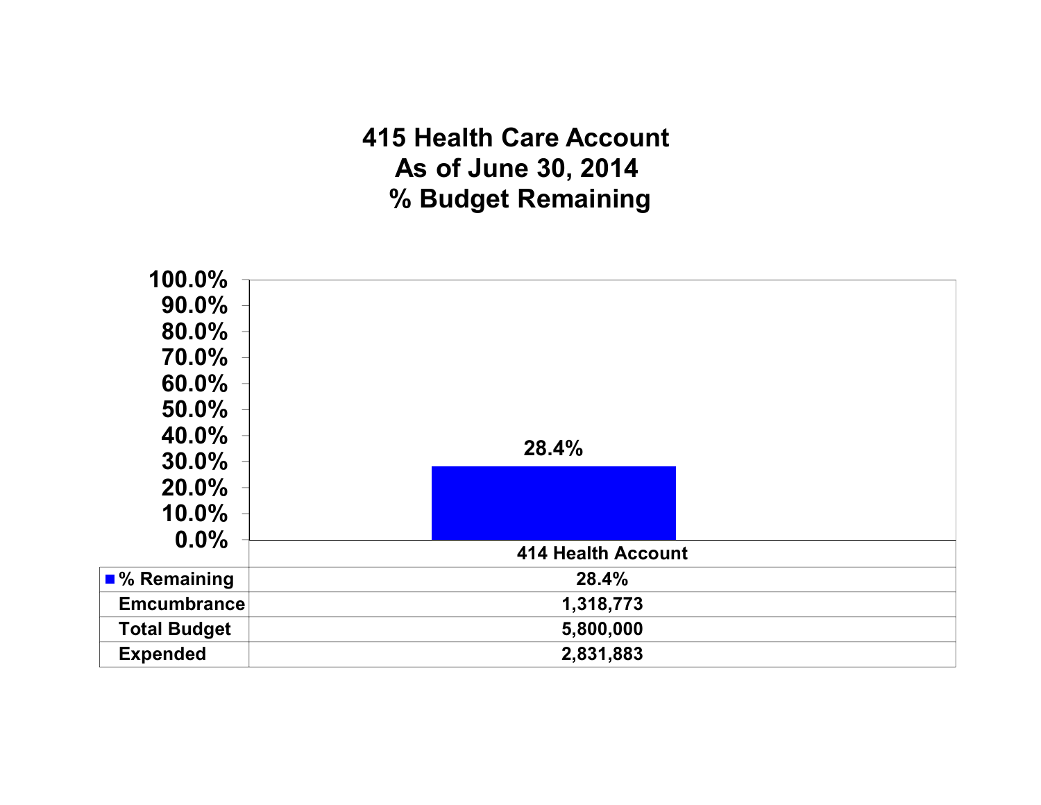# 415 Health Care Account
## As of June 30, 2014
## % Budget Remaining

| | 414 Health Account |
|---|---|
| % Remaining | 28.4% |
| Emcumbrance | 1,318,773 |
| Total Budget | 5,800,000 |
| Expended | 2,831,883 |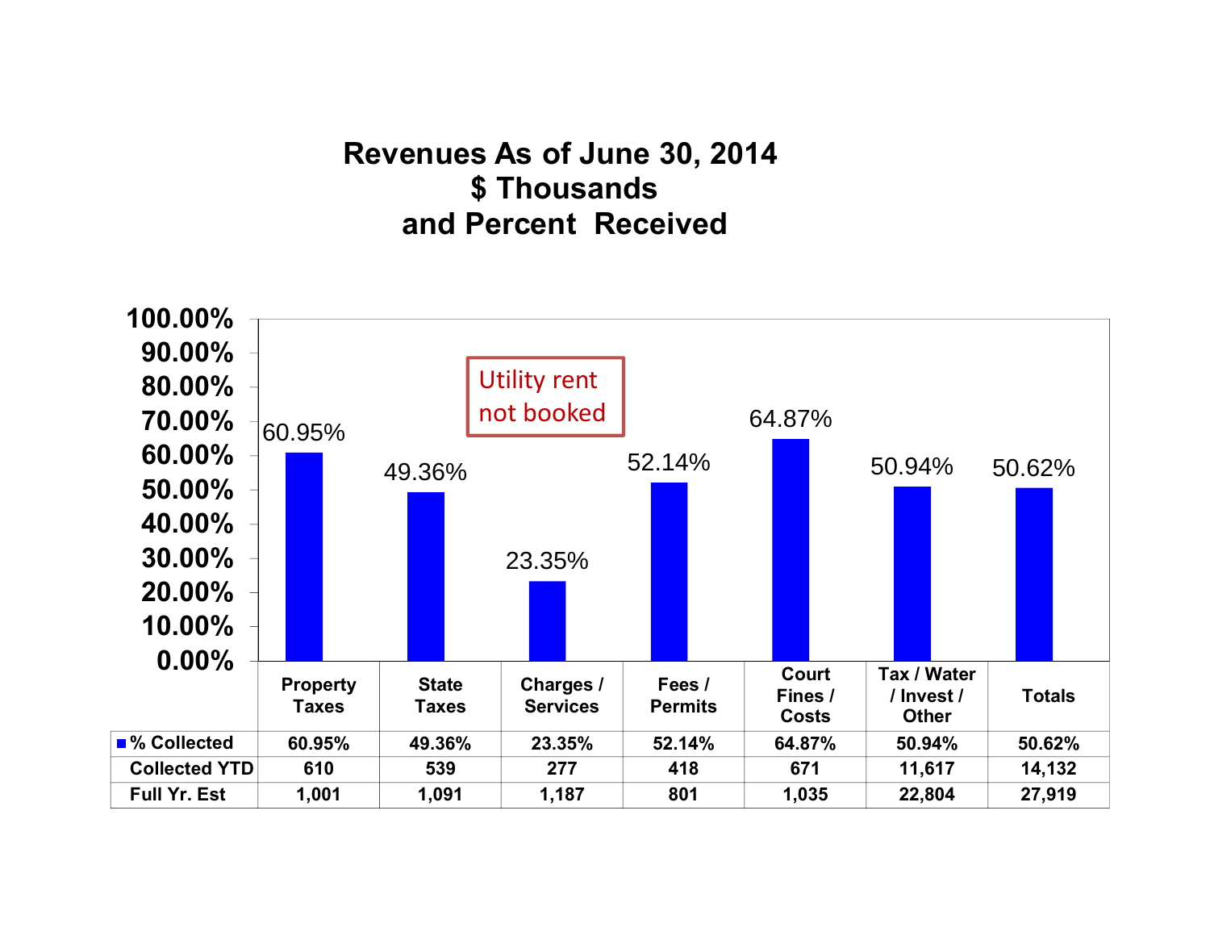# Revenues As of June 30, 2014
# $ Thousands
# and Percent Received

100.00%
90.00%
80.00%
70.00%
60.00%
50.00%
40.00%
30.00%
20.00%
10.00%
0.00%

60.95%
49.36%
23.35%
52.14%
64.87%
50.94%
50.62%

Utility rent not booked

| | Property Taxes | State Taxes | Charges / Services | Fees / Permits | Court Fines / Costs | Tax / Water / Invest / Other | Totals |
|---|---|---|---|---|---|---|---|
| % Collected | 60.95% | 49.36% | 23.35% | 52.14% | 64.87% | 50.94% | 50.62% |
| Collected YTD | 610 | 539 | 277 | 418 | 671 | 11,617 | 14,132 |
| Full Yr. Est | 1,001 | 1,091 | 1,187 | 801 | 1,035 | 22,804 | 27,919 |